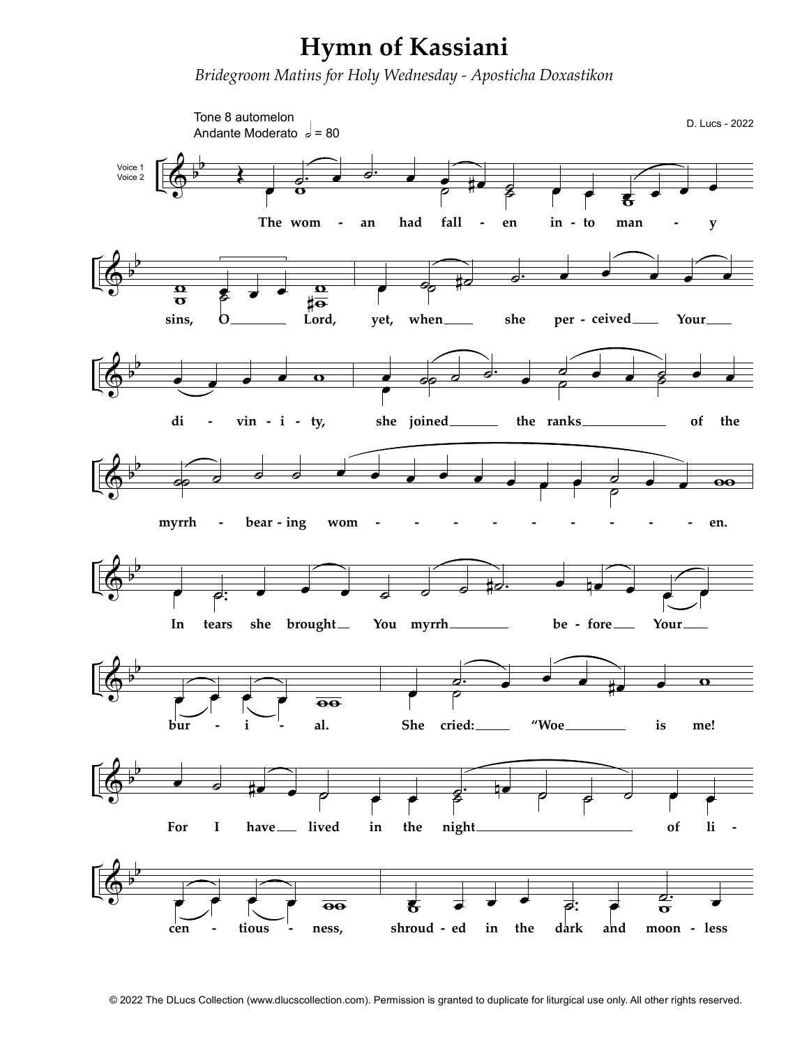# Hymn of Kassiani

*Bridegroom Matins for Holy Wednesday - Aposticha Doxastikon*

Tone 8 automelon
Andante Moderato 𝅗𝅥 = 80

D. Lucs - 2022

Voice 1
Voice 2

The wom - an had fall - en in - to man - y sins, O Lord, yet, when she per - ceived Your di - vin - i - ty, she joined the ranks of the myrrh - bear - ing wom - en.

In tears she brought You myrrh be - fore Your bur - i - al. She cried: "Woe is me! For I have lived in the night of li - cen - tious - ness, shroud - ed in the dark and moon - less

© 2022 The DLucs Collection (www.dlucscollection.com). Permission is granted to duplicate for liturgical use only. All other rights reserved.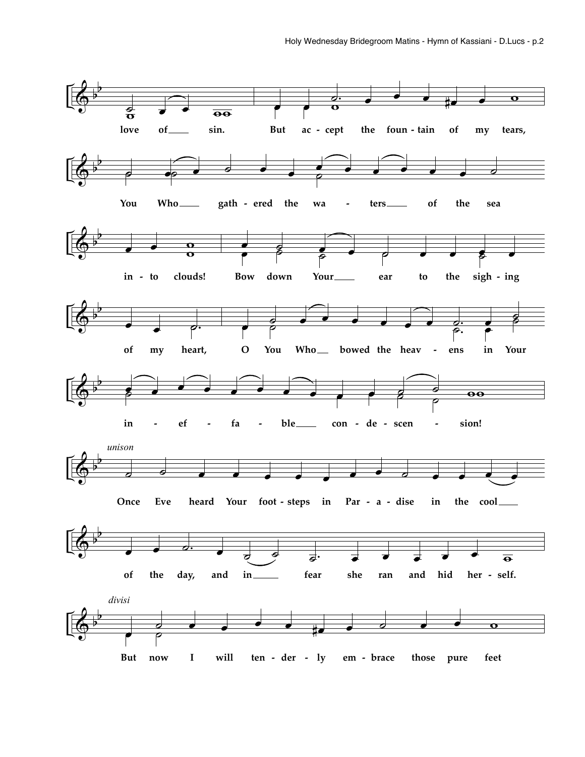love of sin. But ac - cept the foun - tain of my tears,

You Who gath - ered the wa - ters of the sea

in - to clouds! Bow down Your ear to the sigh - ing

of my heart, O You Who bowed the heav - ens in Your

in - ef - fa - ble con - de - scen - sion!

*unison*

Once Eve heard Your foot - steps in Par - a - dise in the cool

of the day, and in fear she ran and hid her - self.

*divisi*

But now I will ten - der - ly em - brace those pure feet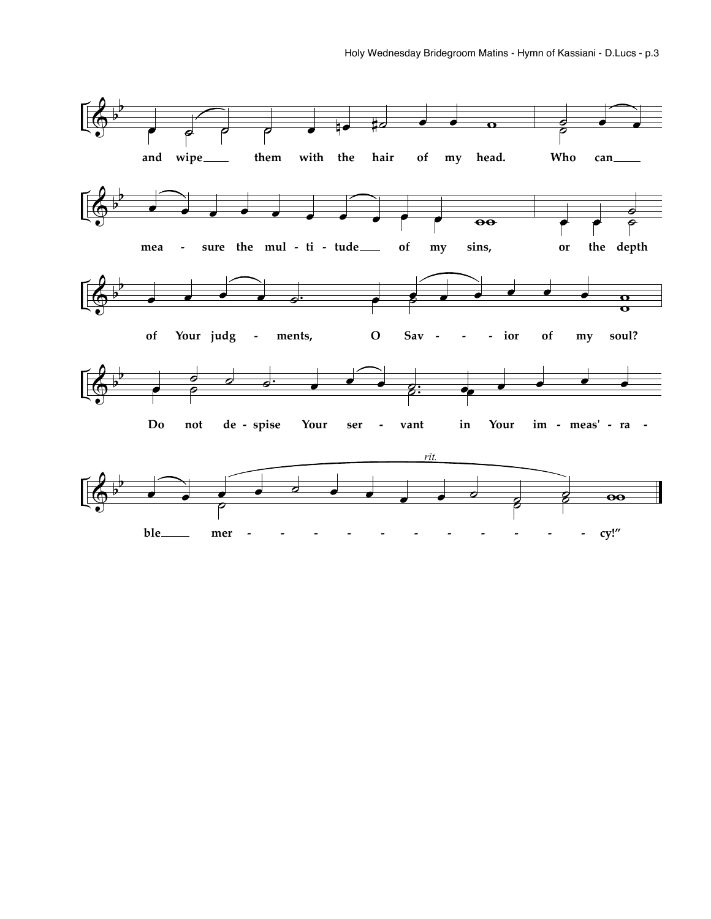and wipe them with the hair of my head. Who can

mea - sure the mul - ti - tude of my sins, or the depth

of Your judg - ments, O Sav - - - ior of my soul?

Do not de - spise Your ser - vant in Your im - meas' - ra -

*rit.*

ble mer - - - - - - - - - - - cy!"